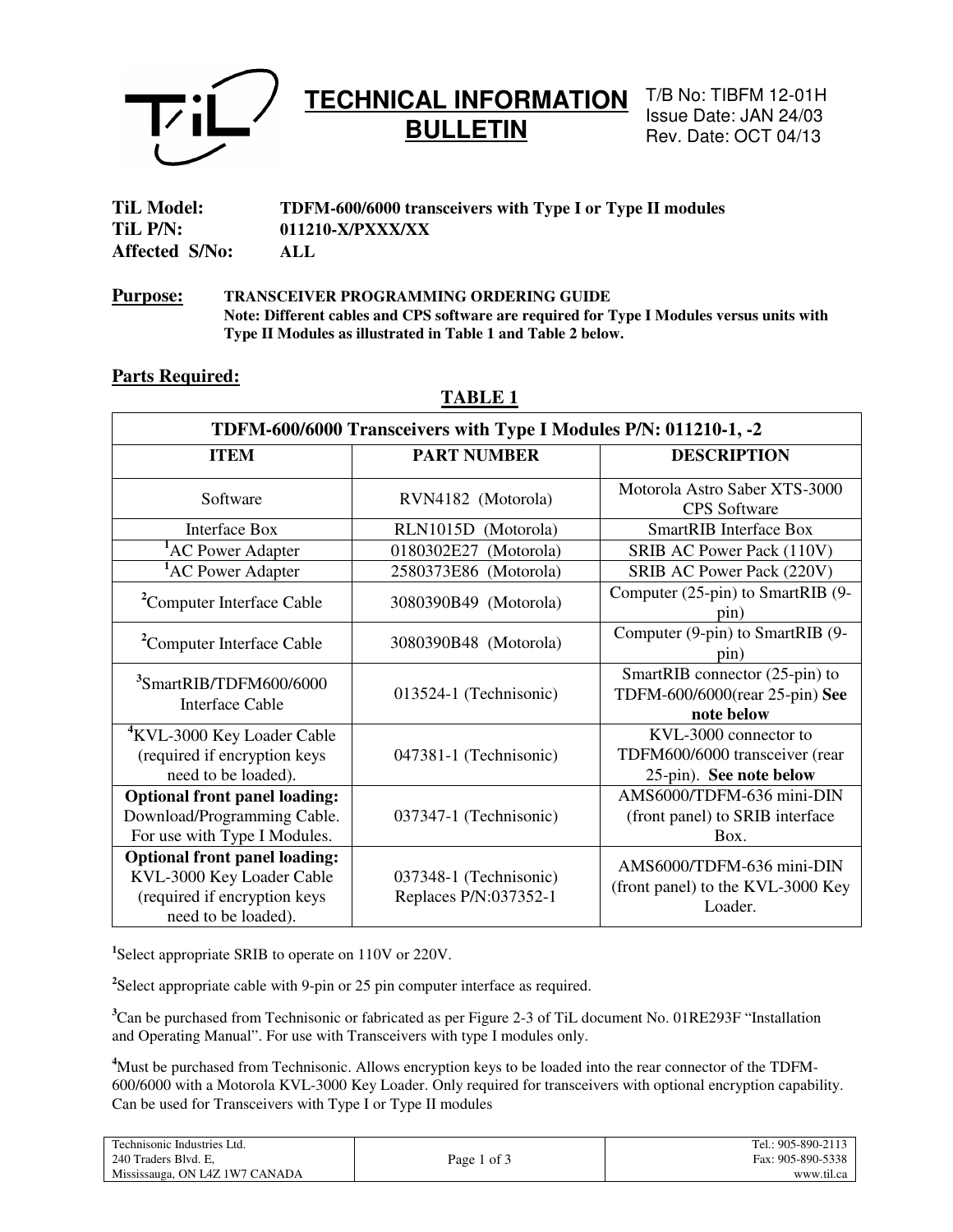# TECHNICAL INFORMATION BULLETIN

T/B No: TIBFM 12-01H
Issue Date: JAN 24/03
Rev. Date: OCT 04/13

**TiL Model:** TDFM-600/6000 transceivers with Type I or Type II modules
**TiL P/N:** 011210-X/PXXX/XX
**Affected S/No:** ALL

**Purpose:** **TRANSCEIVER PROGRAMMING ORDERING GUIDE**
**Note: Different cables and CPS software are required for Type I Modules versus units with Type II Modules as illustrated in Table 1 and Table 2 below.**

**Parts Required:**

**TABLE 1**

| TDFM-600/6000 Transceivers with Type I Modules P/N: 011210-1, -2 | | |
|---|---|---|
| **ITEM** | **PART NUMBER** | **DESCRIPTION** |
| Software | RVN4182 (Motorola) | Motorola Astro Saber XTS-3000 CPS Software |
| Interface Box | RLN1015D (Motorola) | SmartRIB Interface Box |
| [1]AC Power Adapter | 0180302E27 (Motorola) | SRIB AC Power Pack (110V) |
| [1]AC Power Adapter | 2580373E86 (Motorola) | SRIB AC Power Pack (220V) |
| [2]Computer Interface Cable | 3080390B49 (Motorola) | Computer (25-pin) to SmartRIB (9-pin) |
| [2]Computer Interface Cable | 3080390B48 (Motorola) | Computer (9-pin) to SmartRIB (9-pin) |
| [3]SmartRIB/TDFM600/6000 Interface Cable | 013524-1 (Technisonic) | SmartRIB connector (25-pin) to TDFM-600/6000(rear 25-pin) **See note below** |
| [4]KVL-3000 Key Loader Cable (required if encryption keys need to be loaded). | 047381-1 (Technisonic) | KVL-3000 connector to TDFM600/6000 transceiver (rear 25-pin). **See note below** |
| **Optional front panel loading:** Download/Programming Cable. For use with Type I Modules. | 037347-1 (Technisonic) | AMS6000/TDFM-636 mini-DIN (front panel) to SRIB interface Box. |
| **Optional front panel loading:** KVL-3000 Key Loader Cable (required if encryption keys need to be loaded). | 037348-1 (Technisonic) Replaces P/N:037352-1 | AMS6000/TDFM-636 mini-DIN (front panel) to the KVL-3000 Key Loader. |

[1]Select appropriate SRIB to operate on 110V or 220V.

[2]Select appropriate cable with 9-pin or 25 pin computer interface as required.

[3]Can be purchased from Technisonic or fabricated as per Figure 2-3 of TiL document No. 01RE293F “Installation and Operating Manual”. For use with Transceivers with type I modules only.

[4]Must be purchased from Technisonic. Allows encryption keys to be loaded into the rear connector of the TDFM-600/6000 with a Motorola KVL-3000 Key Loader. Only required for transceivers with optional encryption capability. Can be used for Transceivers with Type I or Type II modules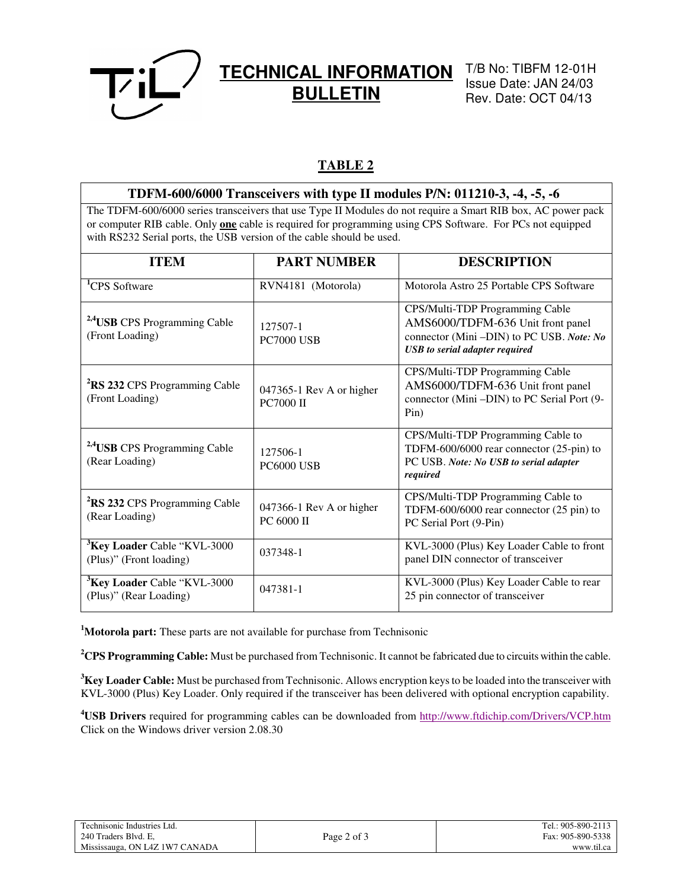## TABLE 2

**TDFM-600/6000 Transceivers with type II modules P/N: 011210-3, -4, -5, -6**

The TDFM-600/6000 series transceivers that use Type II Modules do not require a Smart RIB box, AC power pack or computer RIB cable. Only **one** cable is required for programming using CPS Software. For PCs not equipped with RS232 Serial ports, the USB version of the cable should be used.

| ITEM | PART NUMBER | DESCRIPTION |
|---|---|---|
| [1]CPS Software | RVN4181 (Motorola) | Motorola Astro 25 Portable CPS Software |
| [2,4]**USB** CPS Programming Cable (Front Loading) | 127507-1<br>PC7000 USB | CPS/Multi-TDP Programming Cable AMS6000/TDFM-636 Unit front panel connector (Mini –DIN) to PC USB. ***Note: No USB to serial adapter required*** |
| [2]**RS 232** CPS Programming Cable (Front Loading) | 047365-1 Rev A or higher<br>PC7000 II | CPS/Multi-TDP Programming Cable AMS6000/TDFM-636 Unit front panel connector (Mini –DIN) to PC Serial Port (9-Pin) |
| [2,4]**USB** CPS Programming Cable (Rear Loading) | 127506-1<br>PC6000 USB | CPS/Multi-TDP Programming Cable to TDFM-600/6000 rear connector (25-pin) to PC USB. ***Note: No USB to serial adapter required*** |
| [2]**RS 232** CPS Programming Cable (Rear Loading) | 047366-1 Rev A or higher<br>PC 6000 II | CPS/Multi-TDP Programming Cable to TDFM-600/6000 rear connector (25 pin) to PC Serial Port (9-Pin) |
| [3]**Key Loader** Cable "KVL-3000 (Plus)" (Front loading) | 037348-1 | KVL-3000 (Plus) Key Loader Cable to front panel DIN connector of transceiver |
| [3]**Key Loader** Cable "KVL-3000 (Plus)" (Rear Loading) | 047381-1 | KVL-3000 (Plus) Key Loader Cable to rear 25 pin connector of transceiver |

[1]**Motorola part:** These parts are not available for purchase from Technisonic

[2]**CPS Programming Cable:** Must be purchased from Technisonic. It cannot be fabricated due to circuits within the cable.

[3]**Key Loader Cable:** Must be purchased from Technisonic. Allows encryption keys to be loaded into the transceiver with KVL-3000 (Plus) Key Loader. Only required if the transceiver has been delivered with optional encryption capability.

[4]**USB Drivers** required for programming cables can be downloaded from http://www.ftdichip.com/Drivers/VCP.htm Click on the Windows driver version 2.08.30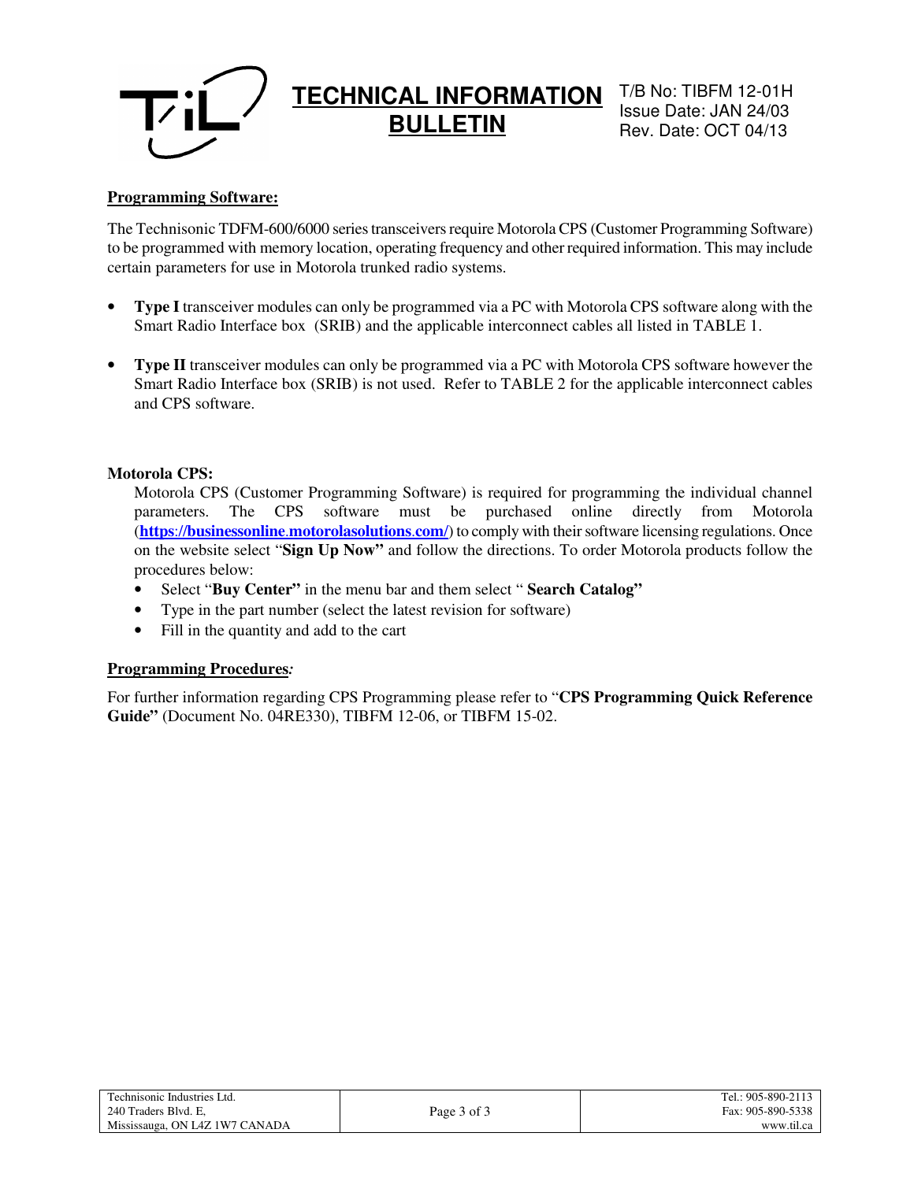**Programming Software:**

The Technisonic TDFM-600/6000 series transceivers require Motorola CPS (Customer Programming Software) to be programmed with memory location, operating frequency and other required information. This may include certain parameters for use in Motorola trunked radio systems.

- **Type I** transceiver modules can only be programmed via a PC with Motorola CPS software along with the Smart Radio Interface box (SRIB) and the applicable interconnect cables all listed in TABLE 1.

- **Type II** transceiver modules can only be programmed via a PC with Motorola CPS software however the Smart Radio Interface box (SRIB) is not used. Refer to TABLE 2 for the applicable interconnect cables and CPS software.

**Motorola CPS:**

Motorola CPS (Customer Programming Software) is required for programming the individual channel parameters. The CPS software must be purchased online directly from Motorola (**https://businessonline.motorolasolutions.com/**) to comply with their software licensing regulations. Once on the website select "**Sign Up Now"** and follow the directions. To order Motorola products follow the procedures below:

- Select "**Buy Center"** in the menu bar and them select " **Search Catalog"**
- Type in the part number (select the latest revision for software)
- Fill in the quantity and add to the cart

**Programming Procedures*:***

For further information regarding CPS Programming please refer to "**CPS Programming Quick Reference Guide"** (Document No. 04RE330), TIBFM 12-06, or TIBFM 15-02.